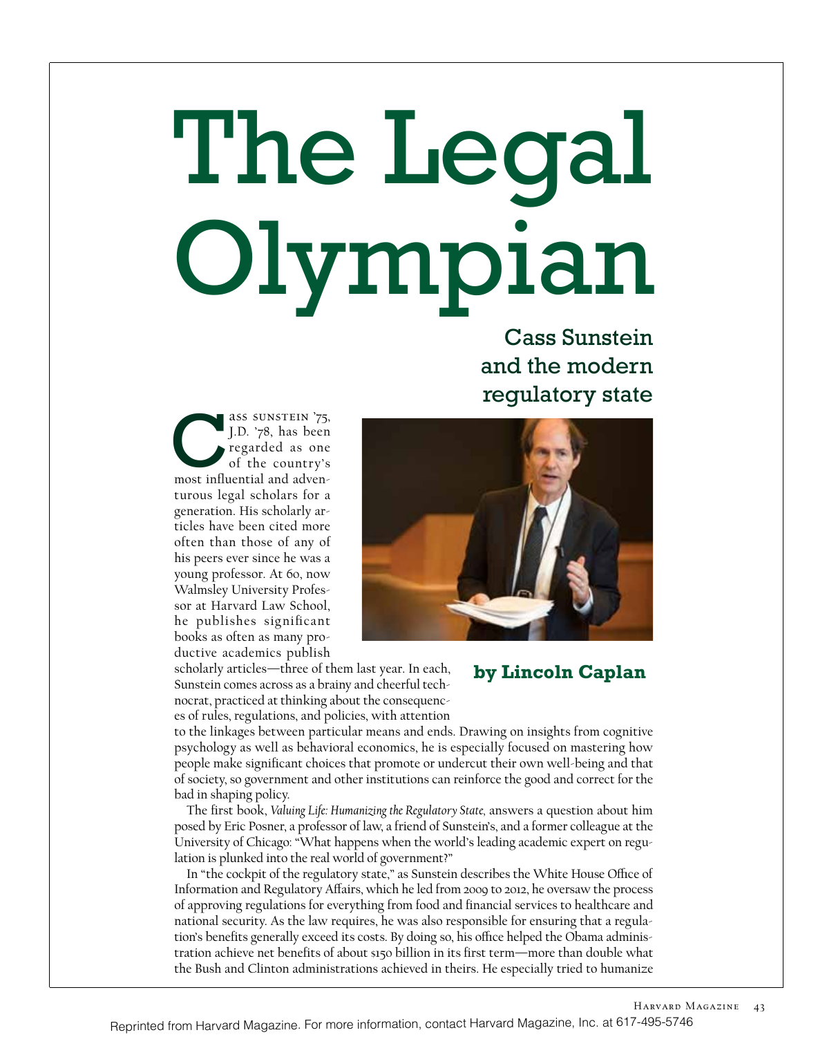# The Legal Olympian

## Cass Sunstein and the modern regulatory state

**by Lincoln Caplan**

Cass Sunstein '75, J.D. '78, has been regarded as one of the country's most influential and adventurous legal scholars for a generation. His scholarly articles have been cited more often than those of any of his peers ever since he was a young professor. At 60, now Walmsley University Professor at Harvard Law School, he publishes significant books as often as many productive academics publish scholarly articles—three of them last year. In each, Sunstein comes across as a brainy and cheerful technocrat, practiced at thinking about the consequences of rules, regulations, and policies, with attention to the linkages between particular means and ends. Drawing on insights from cognitive psychology as well as behavioral economics, he is especially focused on mastering how people make significant choices that promote or undercut their own well-being and that of society, so government and other institutions can reinforce the good and correct for the bad in shaping policy.

The first book, *Valuing Life: Humanizing the Regulatory State,* answers a question about him posed by Eric Posner, a professor of law, a friend of Sunstein's, and a former colleague at the University of Chicago: "What happens when the world's leading academic expert on regulation is plunked into the real world of government?"

In "the cockpit of the regulatory state," as Sunstein describes the White House Office of Information and Regulatory Affairs, which he led from 2009 to 2012, he oversaw the process of approving regulations for everything from food and financial services to healthcare and national security. As the law requires, he was also responsible for ensuring that a regulation's benefits generally exceed its costs. By doing so, his office helped the Obama administration achieve net benefits of about $150 billion in its first term—more than double what the Bush and Clinton administrations achieved in theirs. He especially tried to humanize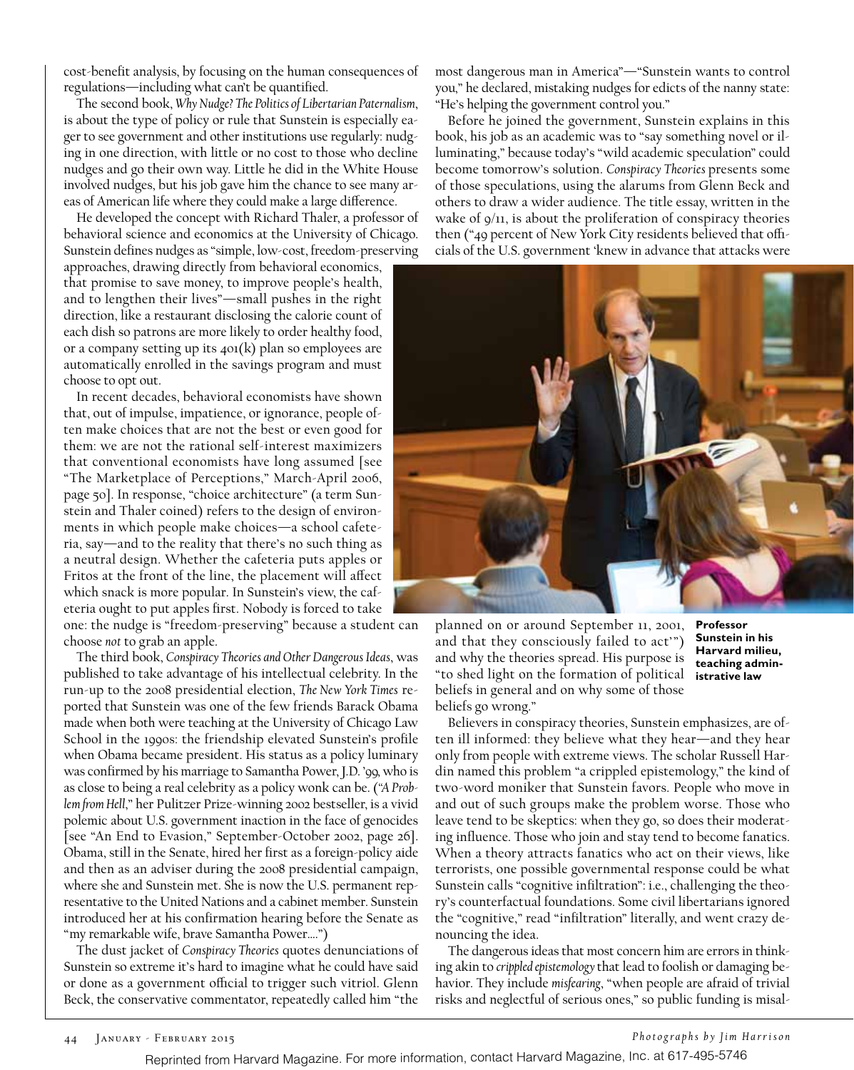cost-benefit analysis, by focusing on the human consequences of regulations—including what can't be quantified.

The second book, *Why Nudge? The Politics of Libertarian Paternalism*, is about the type of policy or rule that Sunstein is especially eager to see government and other institutions use regularly: nudging in one direction, with little or no cost to those who decline nudges and go their own way. Little he did in the White House involved nudges, but his job gave him the chance to see many areas of American life where they could make a large difference.

He developed the concept with Richard Thaler, a professor of behavioral science and economics at the University of Chicago. Sunstein defines nudges as "simple, low-cost, freedom-preserving approaches, drawing directly from behavioral economics, that promise to save money, to improve people's health, and to lengthen their lives"—small pushes in the right direction, like a restaurant disclosing the calorie count of each dish so patrons are more likely to order healthy food, or a company setting up its 401(k) plan so employees are automatically enrolled in the savings program and must choose to opt out.

In recent decades, behavioral economists have shown that, out of impulse, impatience, or ignorance, people often make choices that are not the best or even good for them: we are not the rational self-interest maximizers that conventional economists have long assumed [see "The Marketplace of Perceptions," March-April 2006, page 50]. In response, "choice architecture" (a term Sunstein and Thaler coined) refers to the design of environments in which people make choices—a school cafeteria, say—and to the reality that there's no such thing as a neutral design. Whether the cafeteria puts apples or Fritos at the front of the line, the placement will affect which snack is more popular. In Sunstein's view, the cafeteria ought to put apples first. Nobody is forced to take one: the nudge is "freedom-preserving" because a student can choose *not* to grab an apple.

The third book, *Conspiracy Theories and Other Dangerous Ideas*, was published to take advantage of his intellectual celebrity. In the run-up to the 2008 presidential election, *The New York Times* reported that Sunstein was one of the few friends Barack Obama made when both were teaching at the University of Chicago Law School in the 1990s: the friendship elevated Sunstein's profile when Obama became president. His status as a policy luminary was confirmed by his marriage to Samantha Power, J.D. '99, who is as close to being a real celebrity as a policy wonk can be. (*"A Problem from Hell,"* her Pulitzer Prize-winning 2002 bestseller, is a vivid polemic about U.S. government inaction in the face of genocides [see "An End to Evasion," September-October 2002, page 26]. Obama, still in the Senate, hired her first as a foreign-policy aide and then as an adviser during the 2008 presidential campaign, where she and Sunstein met. She is now the U.S. permanent representative to the United Nations and a cabinet member. Sunstein introduced her at his confirmation hearing before the Senate as "my remarkable wife, brave Samantha Power….")

The dust jacket of *Conspiracy Theories* quotes denunciations of Sunstein so extreme it's hard to imagine what he could have said or done as a government official to trigger such vitriol. Glenn Beck, the conservative commentator, repeatedly called him "the most dangerous man in America"—"Sunstein wants to control you," he declared, mistaking nudges for edicts of the nanny state: "He's helping the government control you."

Before he joined the government, Sunstein explains in this book, his job as an academic was to "say something novel or illuminating," because today's "wild academic speculation" could become tomorrow's solution. *Conspiracy Theories* presents some of those speculations, using the alarums from Glenn Beck and others to draw a wider audience. The title essay, written in the wake of 9/11, is about the proliferation of conspiracy theories then ("49 percent of New York City residents believed that officials of the U.S. government 'knew in advance that attacks were planned on or around September 11, 2001, and that they consciously failed to act'") and why the theories spread. His purpose is "to shed light on the formation of political beliefs in general and on why some of those beliefs go wrong."

**Professor Sunstein in his Harvard milieu, teaching administrative law**

Believers in conspiracy theories, Sunstein emphasizes, are often ill informed: they believe what they hear—and they hear only from people with extreme views. The scholar Russell Hardin named this problem "a crippled epistemology," the kind of two-word moniker that Sunstein favors. People who move in and out of such groups make the problem worse. Those who leave tend to be skeptics: when they go, so does their moderating influence. Those who join and stay tend to become fanatics. When a theory attracts fanatics who act on their views, like terrorists, one possible governmental response could be what Sunstein calls "cognitive infiltration": i.e., challenging the theory's counterfactual foundations. Some civil libertarians ignored the "cognitive," read "infiltration" literally, and went crazy denouncing the idea.

The dangerous ideas that most concern him are errors in thinking akin to *crippled epistemology* that lead to foolish or damaging behavior. They include *misfearing*, "when people are afraid of trivial risks and neglectful of serious ones," so public funding is misal-

*Photographs by Jim Harrison*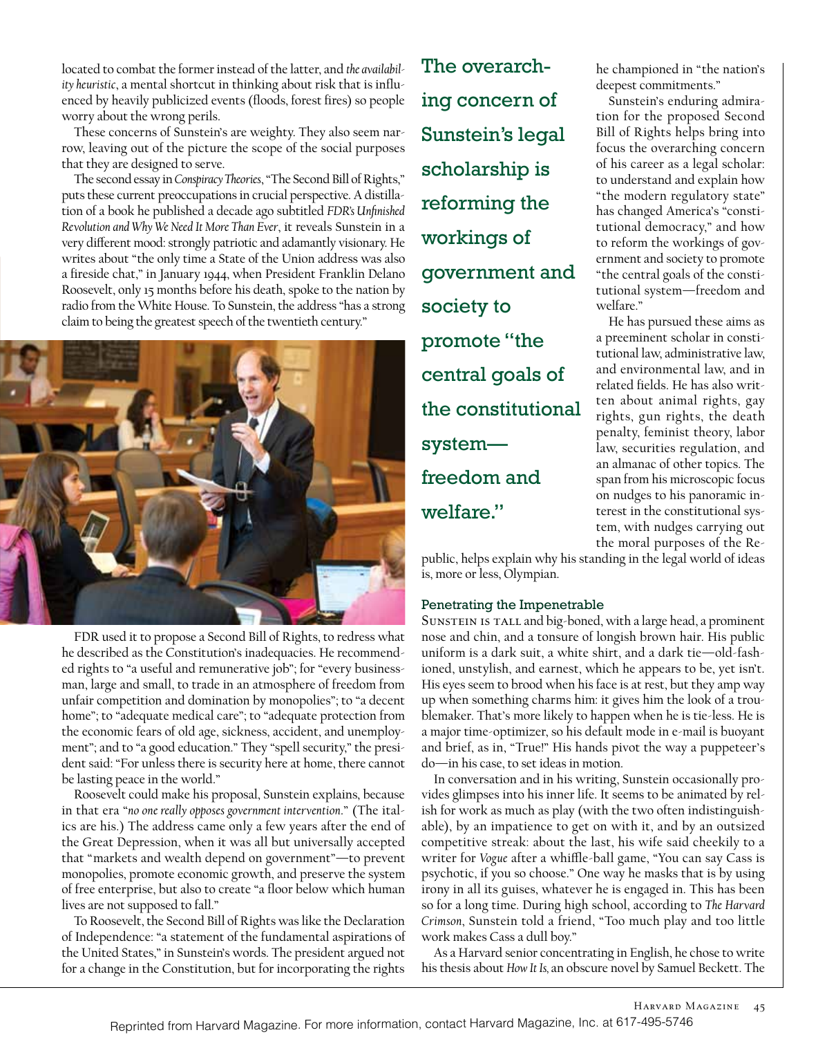located to combat the former instead of the latter, and *the availability heuristic*, a mental shortcut in thinking about risk that is influenced by heavily publicized events (floods, forest fires) so people worry about the wrong perils.

These concerns of Sunstein's are weighty. They also seem narrow, leaving out of the picture the scope of the social purposes that they are designed to serve.

The second essay in *Conspiracy Theories*, "The Second Bill of Rights," puts these current preoccupations in crucial perspective. A distillation of a book he published a decade ago subtitled *FDR's Unfinished Revolution and Why We Need It More Than Ever*, it reveals Sunstein in a very different mood: strongly patriotic and adamantly visionary. He writes about "the only time a State of the Union address was also a fireside chat," in January 1944, when President Franklin Delano Roosevelt, only 15 months before his death, spoke to the nation by radio from the White House. To Sunstein, the address "has a strong claim to being the greatest speech of the twentieth century."

FDR used it to propose a Second Bill of Rights, to redress what he described as the Constitution's inadequacies. He recommended rights to "a useful and remunerative job"; for "every businessman, large and small, to trade in an atmosphere of freedom from unfair competition and domination by monopolies"; to "a decent home"; to "adequate medical care"; to "adequate protection from the economic fears of old age, sickness, accident, and unemployment"; and to "a good education." They "spell security," the president said: "For unless there is security here at home, there cannot be lasting peace in the world."

Roosevelt could make his proposal, Sunstein explains, because in that era "*no one really opposes government intervention*." (The italics are his.) The address came only a few years after the end of the Great Depression, when it was all but universally accepted that "markets and wealth depend on government"—to prevent monopolies, promote economic growth, and preserve the system of free enterprise, but also to create "a floor below which human lives are not supposed to fall."

To Roosevelt, the Second Bill of Rights was like the Declaration of Independence: "a statement of the fundamental aspirations of the United States," in Sunstein's words. The president argued not for a change in the Constitution, but for incorporating the rights he championed in "the nation's deepest commitments."

**The overarching concern of Sunstein's legal scholarship is reforming the workings of government and society to promote "the central goals of the constitutional system—freedom and welfare."**

Sunstein's enduring admiration for the proposed Second Bill of Rights helps bring into focus the overarching concern of his career as a legal scholar: to understand and explain how "the modern regulatory state" has changed America's "constitutional democracy," and how to reform the workings of government and society to promote "the central goals of the constitutional system—freedom and welfare."

He has pursued these aims as a preeminent scholar in constitutional law, administrative law, and environmental law, and in related fields. He has also written about animal rights, gay rights, gun rights, the death penalty, feminist theory, labor law, securities regulation, and an almanac of other topics. The span from his microscopic focus on nudges to his panoramic interest in the constitutional system, with nudges carrying out the moral purposes of the Republic, helps explain why his standing in the legal world of ideas is, more or less, Olympian.

### Penetrating the Impenetrable

Sunstein is tall and big-boned, with a large head, a prominent nose and chin, and a tonsure of longish brown hair. His public uniform is a dark suit, a white shirt, and a dark tie—old-fashioned, unstylish, and earnest, which he appears to be, yet isn't. His eyes seem to brood when his face is at rest, but they amp way up when something charms him: it gives him the look of a troublemaker. That's more likely to happen when he is tie-less. He is a major time-optimizer, so his default mode in e-mail is buoyant and brief, as in, "True!" His hands pivot the way a puppeteer's do—in his case, to set ideas in motion.

In conversation and in his writing, Sunstein occasionally provides glimpses into his inner life. It seems to be animated by relish for work as much as play (with the two often indistinguishable), by an impatience to get on with it, and by an outsized competitive streak: about the last, his wife said cheekily to a writer for *Vogue* after a whiffle-ball game, "You can say Cass is psychotic, if you so choose." One way he masks that is by using irony in all its guises, whatever he is engaged in. This has been so for a long time. During high school, according to *The Harvard Crimson*, Sunstein told a friend, "Too much play and too little work makes Cass a dull boy."

As a Harvard senior concentrating in English, he chose to write his thesis about *How It Is*, an obscure novel by Samuel Beckett. The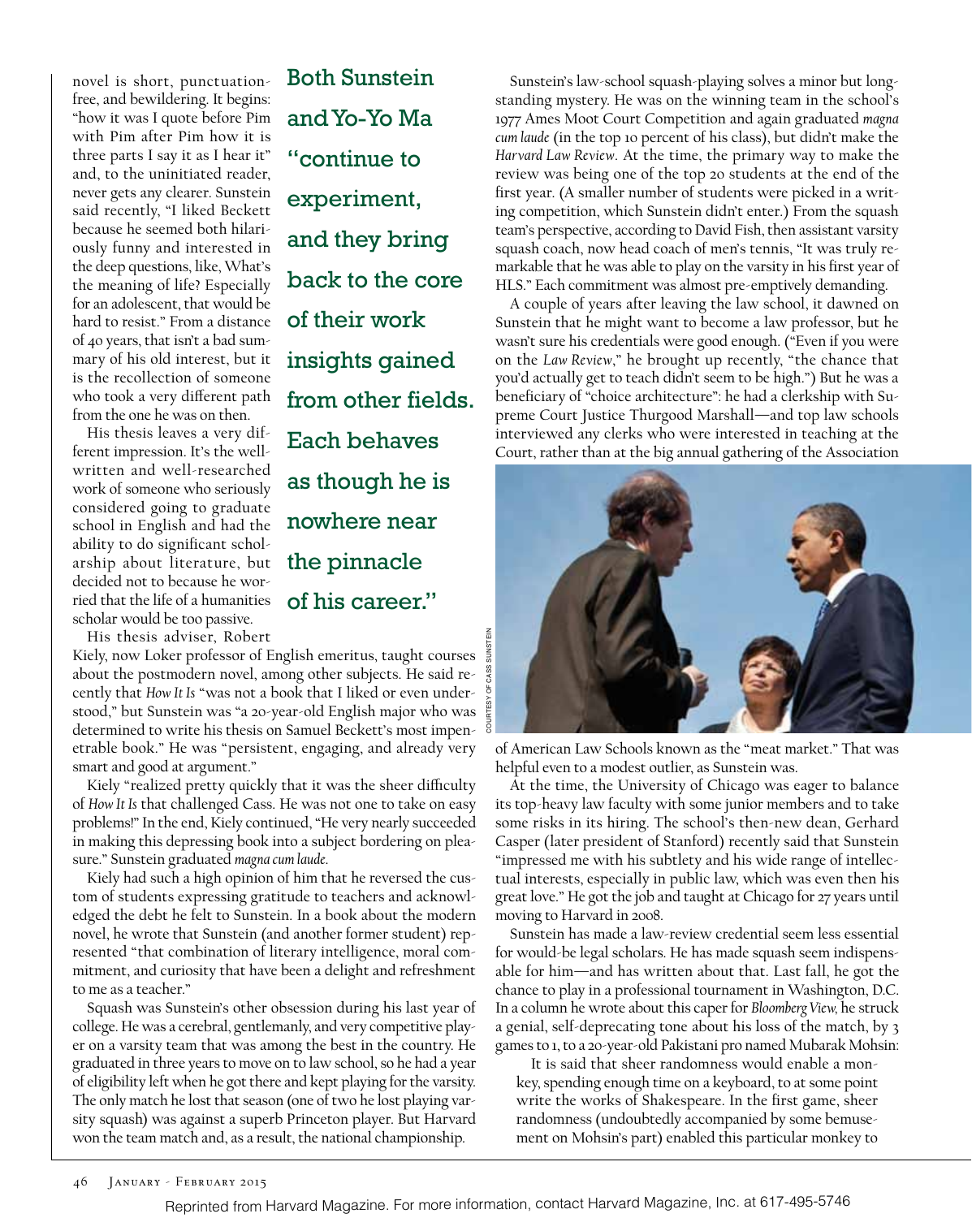novel is short, punctuation-free, and bewildering. It begins: "how it was I quote before Pim with Pim after Pim how it is three parts I say it as I hear it" and, to the uninitiated reader, never gets any clearer. Sunstein said recently, "I liked Beckett because he seemed both hilariously funny and interested in the deep questions, like, What's the meaning of life? Especially for an adolescent, that would be hard to resist." From a distance of 40 years, that isn't a bad summary of his old interest, but it is the recollection of someone who took a very different path from the one he was on then.

His thesis leaves a very different impression. It's the well-written and well-researched work of someone who seriously considered going to graduate school in English and had the ability to do significant scholarship about literature, but decided not to because he worried that the life of a humanities scholar would be too passive.

**Both Sunstein and Yo-Yo Ma "continue to experiment, and they bring back to the core of their work insights gained from other fields. Each behaves as though he is nowhere near the pinnacle of his career."**

His thesis adviser, Robert Kiely, now Loker professor of English emeritus, taught courses about the postmodern novel, among other subjects. He said recently that *How It Is* "was not a book that I liked or even understood," but Sunstein was "a 20-year-old English major who was determined to write his thesis on Samuel Beckett's most impenetrable book." He was "persistent, engaging, and already very smart and good at argument."

Kiely "realized pretty quickly that it was the sheer difficulty of *How It Is* that challenged Cass. He was not one to take on easy problems!" In the end, Kiely continued, "He very nearly succeeded in making this depressing book into a subject bordering on pleasure." Sunstein graduated *magna cum laude*.

Kiely had such a high opinion of him that he reversed the custom of students expressing gratitude to teachers and acknowledged the debt he felt to Sunstein. In a book about the modern novel, he wrote that Sunstein (and another former student) represented "that combination of literary intelligence, moral commitment, and curiosity that have been a delight and refreshment to me as a teacher."

Squash was Sunstein's other obsession during his last year of college. He was a cerebral, gentlemanly, and very competitive player on a varsity team that was among the best in the country. He graduated in three years to move on to law school, so he had a year of eligibility left when he got there and kept playing for the varsity. The only match he lost that season (one of two he lost playing varsity squash) was against a superb Princeton player. But Harvard won the team match and, as a result, the national championship.

Sunstein's law-school squash-playing solves a minor but longstanding mystery. He was on the winning team in the school's 1977 Ames Moot Court Competition and again graduated *magna cum laude* (in the top 10 percent of his class), but didn't make the *Harvard Law Review*. At the time, the primary way to make the review was being one of the top 20 students at the end of the first year. (A smaller number of students were picked in a writing competition, which Sunstein didn't enter.) From the squash team's perspective, according to David Fish, then assistant varsity squash coach, now head coach of men's tennis, "It was truly remarkable that he was able to play on the varsity in his first year of HLS." Each commitment was almost pre-emptively demanding.

A couple of years after leaving the law school, it dawned on Sunstein that he might want to become a law professor, but he wasn't sure his credentials were good enough. ("Even if you were on the *Law Review*," he brought up recently, "the chance that you'd actually get to teach didn't seem to be high.") But he was a beneficiary of "choice architecture": he had a clerkship with Supreme Court Justice Thurgood Marshall—and top law schools interviewed any clerks who were interested in teaching at the Court, rather than at the big annual gathering of the Association of American Law Schools known as the "meat market." That was helpful even to a modest outlier, as Sunstein was.

COURTESY OF CASS SUNSTEIN

At the time, the University of Chicago was eager to balance its top-heavy law faculty with some junior members and to take some risks in its hiring. The school's then-new dean, Gerhard Casper (later president of Stanford) recently said that Sunstein "impressed me with his subtlety and his wide range of intellectual interests, especially in public law, which was even then his great love." He got the job and taught at Chicago for 27 years until moving to Harvard in 2008.

Sunstein has made a law-review credential seem less essential for would-be legal scholars. He has made squash seem indispensable for him—and has written about that. Last fall, he got the chance to play in a professional tournament in Washington, D.C. In a column he wrote about this caper for *Bloomberg View*, he struck a genial, self-deprecating tone about his loss of the match, by 3 games to 1, to a 20-year-old Pakistani pro named Mubarak Mohsin:

> It is said that sheer randomness would enable a monkey, spending enough time on a keyboard, to at some point write the works of Shakespeare. In the first game, sheer randomness (undoubtedly accompanied by some bemusement on Mohsin's part) enabled this particular monkey to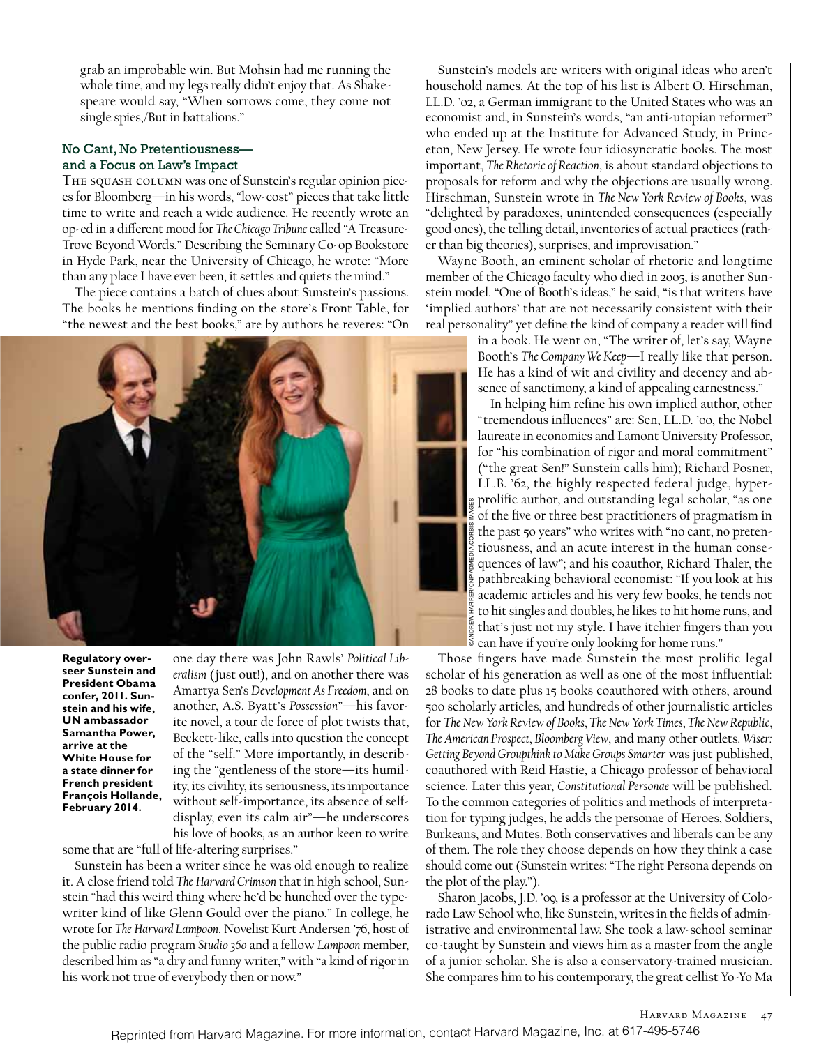grab an improbable win. But Mohsin had me running the whole time, and my legs really didn't enjoy that. As Shakespeare would say, "When sorrows come, they come not single spies,/But in battalions."

## No Cant, No Pretentiousness—and a Focus on Law's Impact

The squash column was one of Sunstein's regular opinion pieces for Bloomberg—in his words, "low-cost" pieces that take little time to write and reach a wide audience. He recently wrote an op-ed in a different mood for *The Chicago Tribune* called "A Treasure-Trove Beyond Words." Describing the Seminary Co-op Bookstore in Hyde Park, near the University of Chicago, he wrote: "More than any place I have ever been, it settles and quiets the mind."

The piece contains a batch of clues about Sunstein's passions. The books he mentions finding on the store's Front Table, for "the newest and the best books," are by authors he reveres: "On one day there was John Rawls' *Political Liberalism* (just out!), and on another there was Amartya Sen's *Development As Freedom*, and on another, A.S. Byatt's *Possession*"—his favorite novel, a tour de force of plot twists that, Beckett-like, calls into question the concept of the "self." More importantly, in describing the "gentleness of the store—its humility, its civility, its seriousness, its importance without self-importance, its absence of self-display, even its calm air"—he underscores his love of books, as an author keen to write some that are "full of life-altering surprises."

**Regulatory overseer Sunstein and President Obama confer, 2011. Sunstein and his wife, UN ambassador Samantha Power, arrive at the White House for a state dinner for French president François Hollande, February 2014.**

©ANDREW HARRER/CNP/ADMEDIA/CORBIS IMAGES

Sunstein has been a writer since he was old enough to realize it. A close friend told *The Harvard Crimson* that in high school, Sunstein "had this weird thing where he'd be hunched over the typewriter kind of like Glenn Gould over the piano." In college, he wrote for *The Harvard Lampoon*. Novelist Kurt Andersen '76, host of the public radio program *Studio 360* and a fellow *Lampoon* member, described him as "a dry and funny writer," with "a kind of rigor in his work not true of everybody then or now."

Sunstein's models are writers with original ideas who aren't household names. At the top of his list is Albert O. Hirschman, LL.D. '02, a German immigrant to the United States who was an economist and, in Sunstein's words, "an anti-utopian reformer" who ended up at the Institute for Advanced Study, in Princeton, New Jersey. He wrote four idiosyncratic books. The most important, *The Rhetoric of Reaction*, is about standard objections to proposals for reform and why the objections are usually wrong. Hirschman, Sunstein wrote in *The New York Review of Books*, was "delighted by paradoxes, unintended consequences (especially good ones), the telling detail, inventories of actual practices (rather than big theories), surprises, and improvisation."

Wayne Booth, an eminent scholar of rhetoric and longtime member of the Chicago faculty who died in 2005, is another Sunstein model. "One of Booth's ideas," he said, "is that writers have 'implied authors' that are not necessarily consistent with their real personality" yet define the kind of company a reader will find in a book. He went on, "The writer of, let's say, Wayne Booth's *The Company We Keep*—I really like that person. He has a kind of wit and civility and decency and absence of sanctimony, a kind of appealing earnestness."

In helping him refine his own implied author, other "tremendous influences" are: Sen, LL.D. '00, the Nobel laureate in economics and Lamont University Professor, for "his combination of rigor and moral commitment" ("the great Sen!" Sunstein calls him); Richard Posner, LL.B. '62, the highly respected federal judge, hyper-prolific author, and outstanding legal scholar, "as one of the five or three best practitioners of pragmatism in the past 50 years" who writes with "no cant, no pretentiousness, and an acute interest in the human consequences of law"; and his coauthor, Richard Thaler, the pathbreaking behavioral economist: "If you look at his academic articles and his very few books, he tends not to hit singles and doubles, he likes to hit home runs, and that's just not my style. I have itchier fingers than you can have if you're only looking for home runs."

Those fingers have made Sunstein the most prolific legal scholar of his generation as well as one of the most influential: 28 books to date plus 15 books coauthored with others, around 500 scholarly articles, and hundreds of other journalistic articles for *The New York Review of Books*, *The New York Times*, *The New Republic*, *The American Prospect*, *Bloomberg View*, and many other outlets. *Wiser: Getting Beyond Groupthink to Make Groups Smarter* was just published, coauthored with Reid Hastie, a Chicago professor of behavioral science. Later this year, *Constitutional Personae* will be published. To the common categories of politics and methods of interpretation for typing judges, he adds the personae of Heroes, Soldiers, Burkeans, and Mutes. Both conservatives and liberals can be any of them. The role they choose depends on how they think a case should come out (Sunstein writes: "The right Persona depends on the plot of the play.").

Sharon Jacobs, J.D. '09, is a professor at the University of Colorado Law School who, like Sunstein, writes in the fields of administrative and environmental law. She took a law-school seminar co-taught by Sunstein and views him as a master from the angle of a junior scholar. She is also a conservatory-trained musician. She compares him to his contemporary, the great cellist Yo-Yo Ma

Reprinted from Harvard Magazine. For more information, contact Harvard Magazine, Inc. at 617-495-5746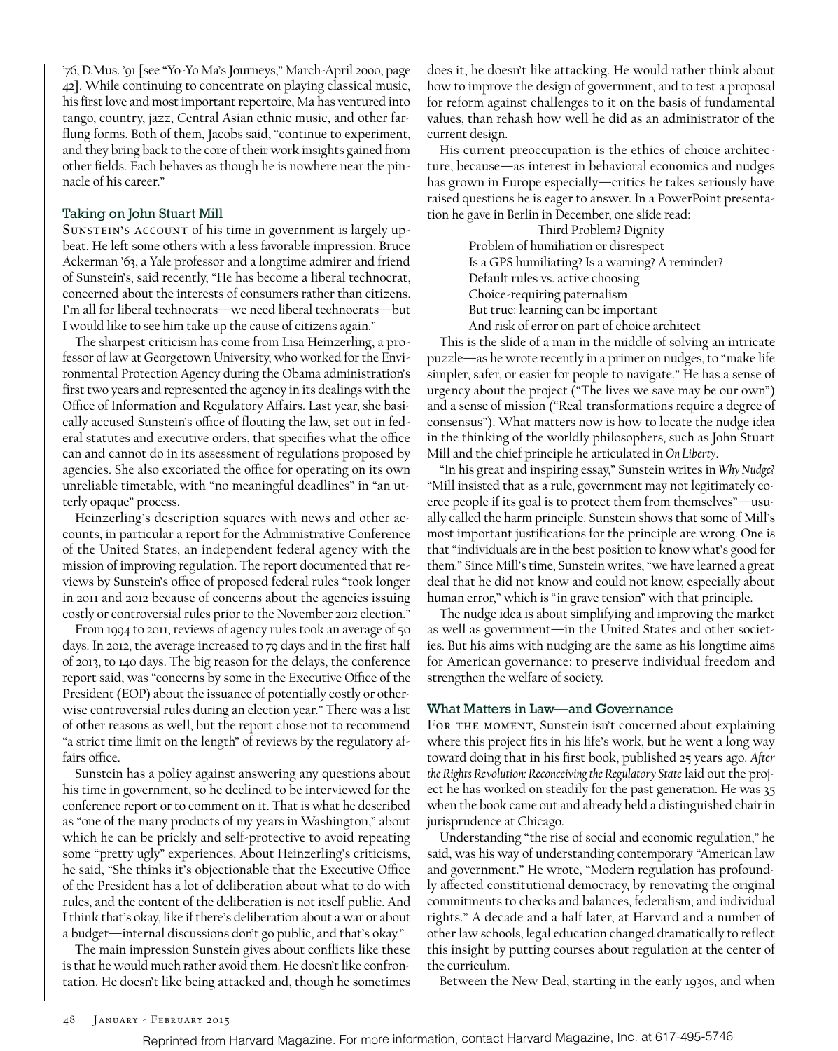'76, D.Mus. '91 [see "Yo-Yo Ma's Journeys," March-April 2000, page 42]. While continuing to concentrate on playing classical music, his first love and most important repertoire, Ma has ventured into tango, country, jazz, Central Asian ethnic music, and other far-flung forms. Both of them, Jacobs said, "continue to experiment, and they bring back to the core of their work insights gained from other fields. Each behaves as though he is nowhere near the pinnacle of his career."

### Taking on John Stuart Mill

Sunstein's account of his time in government is largely upbeat. He left some others with a less favorable impression. Bruce Ackerman '63, a Yale professor and a longtime admirer and friend of Sunstein's, said recently, "He has become a liberal technocrat, concerned about the interests of consumers rather than citizens. I'm all for liberal technocrats—we need liberal technocrats—but I would like to see him take up the cause of citizens again."

The sharpest criticism has come from Lisa Heinzerling, a professor of law at Georgetown University, who worked for the Environmental Protection Agency during the Obama administration's first two years and represented the agency in its dealings with the Office of Information and Regulatory Affairs. Last year, she basically accused Sunstein's office of flouting the law, set out in federal statutes and executive orders, that specifies what the office can and cannot do in its assessment of regulations proposed by agencies. She also excoriated the office for operating on its own unreliable timetable, with "no meaningful deadlines" in "an utterly opaque" process.

Heinzerling's description squares with news and other accounts, in particular a report for the Administrative Conference of the United States, an independent federal agency with the mission of improving regulation. The report documented that reviews by Sunstein's office of proposed federal rules "took longer in 2011 and 2012 because of concerns about the agencies issuing costly or controversial rules prior to the November 2012 election."

From 1994 to 2011, reviews of agency rules took an average of 50 days. In 2012, the average increased to 79 days and in the first half of 2013, to 140 days. The big reason for the delays, the conference report said, was "concerns by some in the Executive Office of the President (EOP) about the issuance of potentially costly or otherwise controversial rules during an election year." There was a list of other reasons as well, but the report chose not to recommend "a strict time limit on the length" of reviews by the regulatory affairs office.

Sunstein has a policy against answering any questions about his time in government, so he declined to be interviewed for the conference report or to comment on it. That is what he described as "one of the many products of my years in Washington," about which he can be prickly and self-protective to avoid repeating some "pretty ugly" experiences. About Heinzerling's criticisms, he said, "She thinks it's objectionable that the Executive Office of the President has a lot of deliberation about what to do with rules, and the content of the deliberation is not itself public. And I think that's okay, like if there's deliberation about a war or about a budget—internal discussions don't go public, and that's okay."

The main impression Sunstein gives about conflicts like these is that he would much rather avoid them. He doesn't like confrontation. He doesn't like being attacked and, though he sometimes does it, he doesn't like attacking. He would rather think about how to improve the design of government, and to test a proposal for reform against challenges to it on the basis of fundamental values, than rehash how well he did as an administrator of the current design.

His current preoccupation is the ethics of choice architecture, because—as interest in behavioral economics and nudges has grown in Europe especially—critics he takes seriously have raised questions he is eager to answer. In a PowerPoint presentation he gave in Berlin in December, one slide read:

Third Problem? Dignity
Problem of humiliation or disrespect
Is a GPS humiliating? Is a warning? A reminder?
Default rules vs. active choosing
Choice-requiring paternalism
But true: learning can be important
And risk of error on part of choice architect

This is the slide of a man in the middle of solving an intricate puzzle—as he wrote recently in a primer on nudges, to "make life simpler, safer, or easier for people to navigate." He has a sense of urgency about the project ("The lives we save may be our own") and a sense of mission ("Real transformations require a degree of consensus"). What matters now is how to locate the nudge idea in the thinking of the worldly philosophers, such as John Stuart Mill and the chief principle he articulated in *On Liberty*.

"In his great and inspiring essay," Sunstein writes in *Why Nudge?* "Mill insisted that as a rule, government may not legitimately coerce people if its goal is to protect them from themselves"—usually called the harm principle. Sunstein shows that some of Mill's most important justifications for the principle are wrong. One is that "individuals are in the best position to know what's good for them." Since Mill's time, Sunstein writes, "we have learned a great deal that he did not know and could not know, especially about human error," which is "in grave tension" with that principle.

The nudge idea is about simplifying and improving the market as well as government—in the United States and other societies. But his aims with nudging are the same as his longtime aims for American governance: to preserve individual freedom and strengthen the welfare of society.

### What Matters in Law—and Governance

For the moment, Sunstein isn't concerned about explaining where this project fits in his life's work, but he went a long way toward doing that in his first book, published 25 years ago. *After the Rights Revolution: Reconceiving the Regulatory State* laid out the project he has worked on steadily for the past generation. He was 35 when the book came out and already held a distinguished chair in jurisprudence at Chicago.

Understanding "the rise of social and economic regulation," he said, was his way of understanding contemporary "American law and government." He wrote, "Modern regulation has profoundly affected constitutional democracy, by renovating the original commitments to checks and balances, federalism, and individual rights." A decade and a half later, at Harvard and a number of other law schools, legal education changed dramatically to reflect this insight by putting courses about regulation at the center of the curriculum.

Between the New Deal, starting in the early 1930s, and when

Reprinted from Harvard Magazine. For more information, contact Harvard Magazine, Inc. at 617-495-5746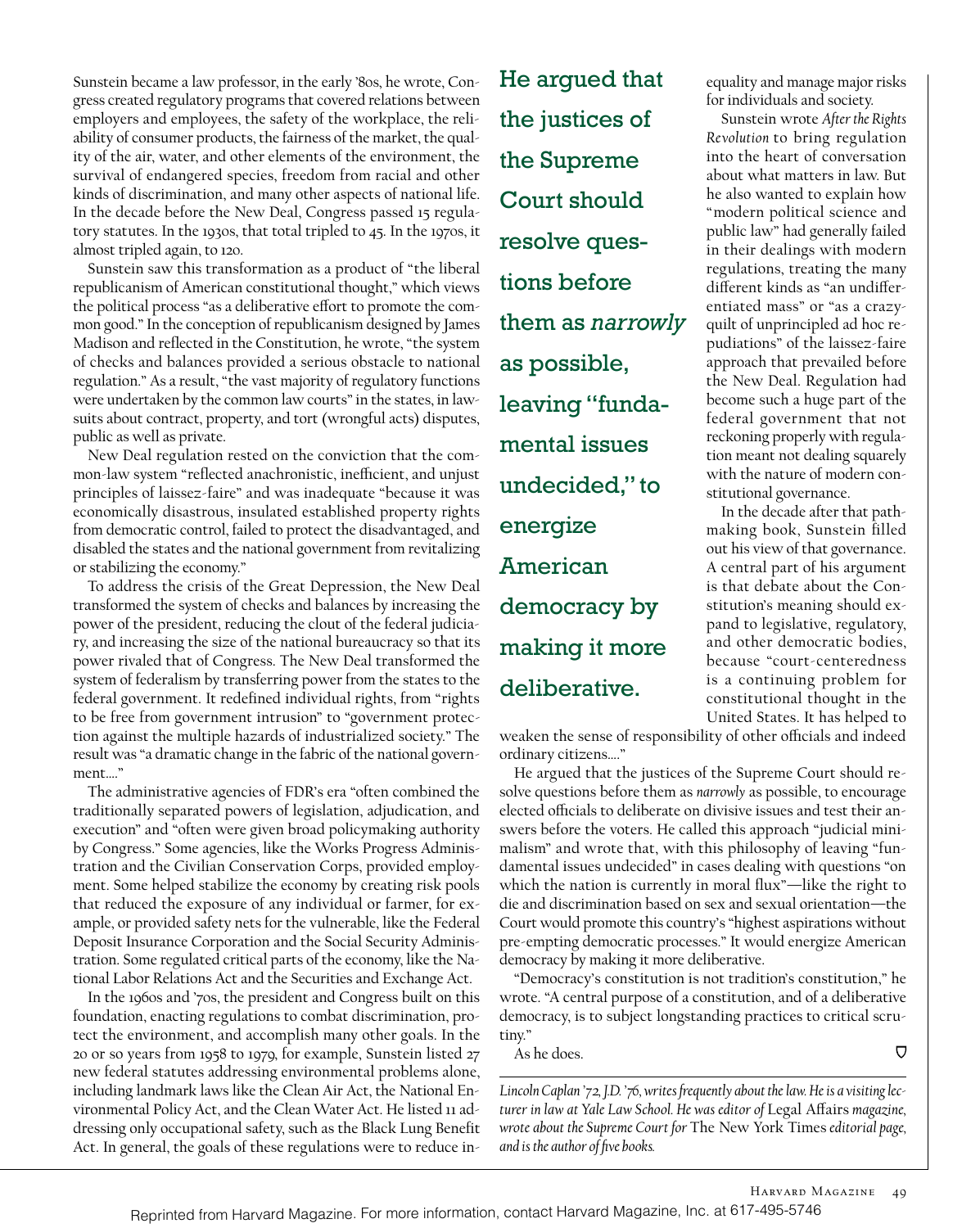Sunstein became a law professor, in the early '80s, he wrote, Congress created regulatory programs that covered relations between employers and employees, the safety of the workplace, the reliability of consumer products, the fairness of the market, the quality of the air, water, and other elements of the environment, the survival of endangered species, freedom from racial and other kinds of discrimination, and many other aspects of national life. In the decade before the New Deal, Congress passed 15 regulatory statutes. In the 1930s, that total tripled to 45. In the 1970s, it almost tripled again, to 120.

Sunstein saw this transformation as a product of "the liberal republicanism of American constitutional thought," which views the political process "as a deliberative effort to promote the common good." In the conception of republicanism designed by James Madison and reflected in the Constitution, he wrote, "the system of checks and balances provided a serious obstacle to national regulation." As a result, "the vast majority of regulatory functions were undertaken by the common law courts" in the states, in lawsuits about contract, property, and tort (wrongful acts) disputes, public as well as private.

New Deal regulation rested on the conviction that the common-law system "reflected anachronistic, inefficient, and unjust principles of laissez-faire" and was inadequate "because it was economically disastrous, insulated established property rights from democratic control, failed to protect the disadvantaged, and disabled the states and the national government from revitalizing or stabilizing the economy."

To address the crisis of the Great Depression, the New Deal transformed the system of checks and balances by increasing the power of the president, reducing the clout of the federal judiciary, and increasing the size of the national bureaucracy so that its power rivaled that of Congress. The New Deal transformed the system of federalism by transferring power from the states to the federal government. It redefined individual rights, from "rights to be free from government intrusion" to "government protection against the multiple hazards of industrialized society." The result was "a dramatic change in the fabric of the national government...."

The administrative agencies of FDR's era "often combined the traditionally separated powers of legislation, adjudication, and execution" and "often were given broad policymaking authority by Congress." Some agencies, like the Works Progress Administration and the Civilian Conservation Corps, provided employment. Some helped stabilize the economy by creating risk pools that reduced the exposure of any individual or farmer, for example, or provided safety nets for the vulnerable, like the Federal Deposit Insurance Corporation and the Social Security Administration. Some regulated critical parts of the economy, like the National Labor Relations Act and the Securities and Exchange Act.

In the 1960s and '70s, the president and Congress built on this foundation, enacting regulations to combat discrimination, protect the environment, and accomplish many other goals. In the 20 or so years from 1958 to 1979, for example, Sunstein listed 27 new federal statutes addressing environmental problems alone, including landmark laws like the Clean Air Act, the National Environmental Policy Act, and the Clean Water Act. He listed 11 addressing only occupational safety, such as the Black Lung Benefit Act. In general, the goals of these regulations were to reduce inequality and manage major risks for individuals and society.

> **He argued that the justices of the Supreme Court should resolve questions before them as *narrowly* as possible, leaving "fundamental issues undecided," to energize American democracy by making it more deliberative.**

Sunstein wrote *After the Rights Revolution* to bring regulation into the heart of conversation about what matters in law. But he also wanted to explain how "modern political science and public law" had generally failed in their dealings with modern regulations, treating the many different kinds as "an undifferentiated mass" or "as a crazy-quilt of unprincipled ad hoc repudiations" of the laissez-faire approach that prevailed before the New Deal. Regulation had become such a huge part of the federal government that not reckoning properly with regulation meant not dealing squarely with the nature of modern constitutional governance.

In the decade after that pathmaking book, Sunstein filled out his view of that governance. A central part of his argument is that debate about the Constitution's meaning should expand to legislative, regulatory, and other democratic bodies, because "court-centeredness is a continuing problem for constitutional thought in the United States. It has helped to weaken the sense of responsibility of other officials and indeed ordinary citizens...."

He argued that the justices of the Supreme Court should resolve questions before them as *narrowly* as possible, to encourage elected officials to deliberate on divisive issues and test their answers before the voters. He called this approach "judicial minimalism" and wrote that, with this philosophy of leaving "fundamental issues undecided" in cases dealing with questions "on which the nation is currently in moral flux"—like the right to die and discrimination based on sex and sexual orientation—the Court would promote this country's "highest aspirations without pre-empting democratic processes." It would energize American democracy by making it more deliberative.

"Democracy's constitution is not tradition's constitution," he wrote. "A central purpose of a constitution, and of a deliberative democracy, is to subject longstanding practices to critical scrutiny."

As he does.

---

*Lincoln Caplan '72, J.D. '76, writes frequently about the law. He is a visiting lecturer in law at Yale Law School. He was editor of* Legal Affairs *magazine, wrote about the Supreme Court for* The New York Times *editorial page, and is the author of five books.*

Reprinted from Harvard Magazine. For more information, contact Harvard Magazine, Inc. at 617-495-5746